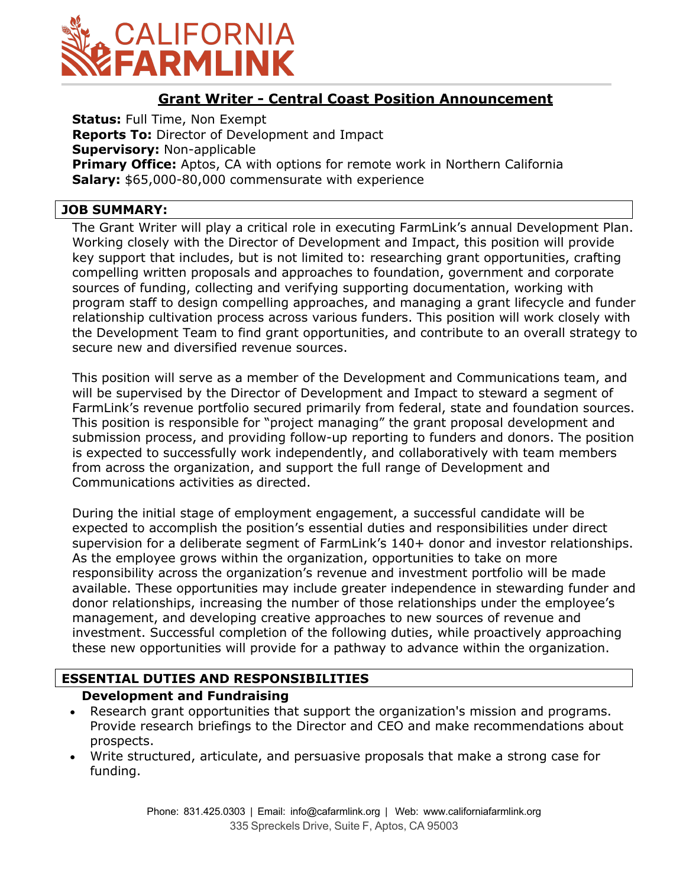# CALIFORNIA FARMLINK

## Grant Writer - Central Coast Position Announcement

**Status:** Full Time, Non Exempt
**Reports To:** Director of Development and Impact
**Supervisory:** Non-applicable
**Primary Office:** Aptos, CA with options for remote work in Northern California
**Salary:** $65,000-80,000 commensurate with experience

### JOB SUMMARY:

The Grant Writer will play a critical role in executing FarmLink's annual Development Plan. Working closely with the Director of Development and Impact, this position will provide key support that includes, but is not limited to: researching grant opportunities, crafting compelling written proposals and approaches to foundation, government and corporate sources of funding, collecting and verifying supporting documentation, working with program staff to design compelling approaches, and managing a grant lifecycle and funder relationship cultivation process across various funders. This position will work closely with the Development Team to find grant opportunities, and contribute to an overall strategy to secure new and diversified revenue sources.

This position will serve as a member of the Development and Communications team, and will be supervised by the Director of Development and Impact to steward a segment of FarmLink's revenue portfolio secured primarily from federal, state and foundation sources. This position is responsible for "project managing" the grant proposal development and submission process, and providing follow-up reporting to funders and donors. The position is expected to successfully work independently, and collaboratively with team members from across the organization, and support the full range of Development and Communications activities as directed.

During the initial stage of employment engagement, a successful candidate will be expected to accomplish the position's essential duties and responsibilities under direct supervision for a deliberate segment of FarmLink's 140+ donor and investor relationships. As the employee grows within the organization, opportunities to take on more responsibility across the organization's revenue and investment portfolio will be made available. These opportunities may include greater independence in stewarding funder and donor relationships, increasing the number of those relationships under the employee's management, and developing creative approaches to new sources of revenue and investment. Successful completion of the following duties, while proactively approaching these new opportunities will provide for a pathway to advance within the organization.

### ESSENTIAL DUTIES AND RESPONSIBILITIES

#### Development and Fundraising

- Research grant opportunities that support the organization's mission and programs. Provide research briefings to the Director and CEO and make recommendations about prospects.
- Write structured, articulate, and persuasive proposals that make a strong case for funding.

Phone: 831.425.0303 | Email: info@cafarmlink.org | Web: www.californiafarmlink.org
335 Spreckels Drive, Suite F, Aptos, CA 95003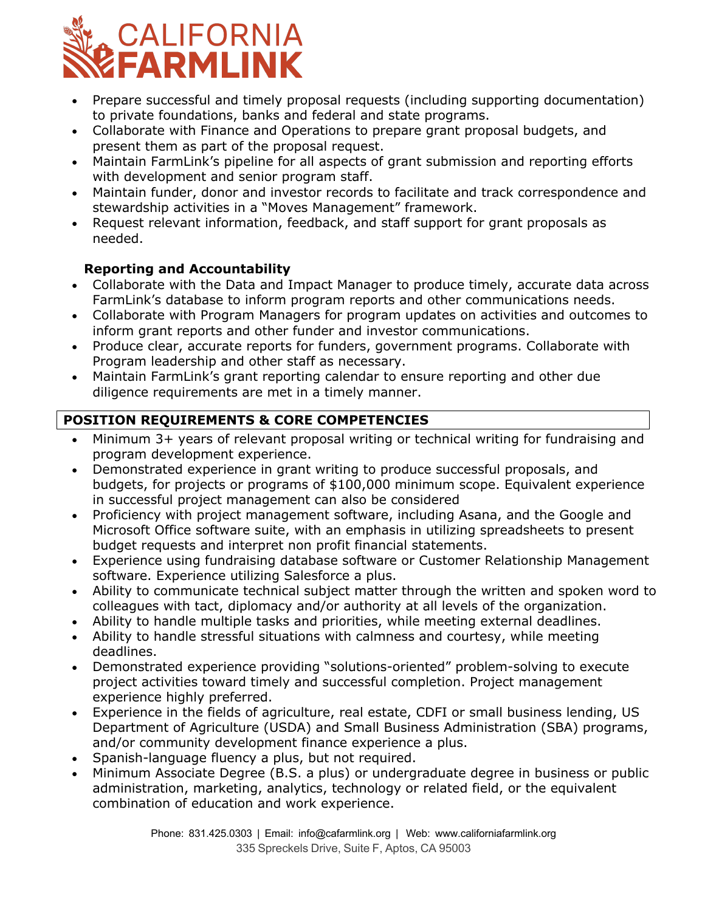- Prepare successful and timely proposal requests (including supporting documentation) to private foundations, banks and federal and state programs.
- Collaborate with Finance and Operations to prepare grant proposal budgets, and present them as part of the proposal request.
- Maintain FarmLink's pipeline for all aspects of grant submission and reporting efforts with development and senior program staff.
- Maintain funder, donor and investor records to facilitate and track correspondence and stewardship activities in a "Moves Management" framework.
- Request relevant information, feedback, and staff support for grant proposals as needed.

**Reporting and Accountability**

- Collaborate with the Data and Impact Manager to produce timely, accurate data across FarmLink's database to inform program reports and other communications needs.
- Collaborate with Program Managers for program updates on activities and outcomes to inform grant reports and other funder and investor communications.
- Produce clear, accurate reports for funders, government programs. Collaborate with Program leadership and other staff as necessary.
- Maintain FarmLink's grant reporting calendar to ensure reporting and other due diligence requirements are met in a timely manner.

## POSITION REQUIREMENTS & CORE COMPETENCIES

- Minimum 3+ years of relevant proposal writing or technical writing for fundraising and program development experience.
- Demonstrated experience in grant writing to produce successful proposals, and budgets, for projects or programs of $100,000 minimum scope. Equivalent experience in successful project management can also be considered
- Proficiency with project management software, including Asana, and the Google and Microsoft Office software suite, with an emphasis in utilizing spreadsheets to present budget requests and interpret non profit financial statements.
- Experience using fundraising database software or Customer Relationship Management software. Experience utilizing Salesforce a plus.
- Ability to communicate technical subject matter through the written and spoken word to colleagues with tact, diplomacy and/or authority at all levels of the organization.
- Ability to handle multiple tasks and priorities, while meeting external deadlines.
- Ability to handle stressful situations with calmness and courtesy, while meeting deadlines.
- Demonstrated experience providing "solutions-oriented" problem-solving to execute project activities toward timely and successful completion. Project management experience highly preferred.
- Experience in the fields of agriculture, real estate, CDFI or small business lending, US Department of Agriculture (USDA) and Small Business Administration (SBA) programs, and/or community development finance experience a plus.
- Spanish-language fluency a plus, but not required.
- Minimum Associate Degree (B.S. a plus) or undergraduate degree in business or public administration, marketing, analytics, technology or related field, or the equivalent combination of education and work experience.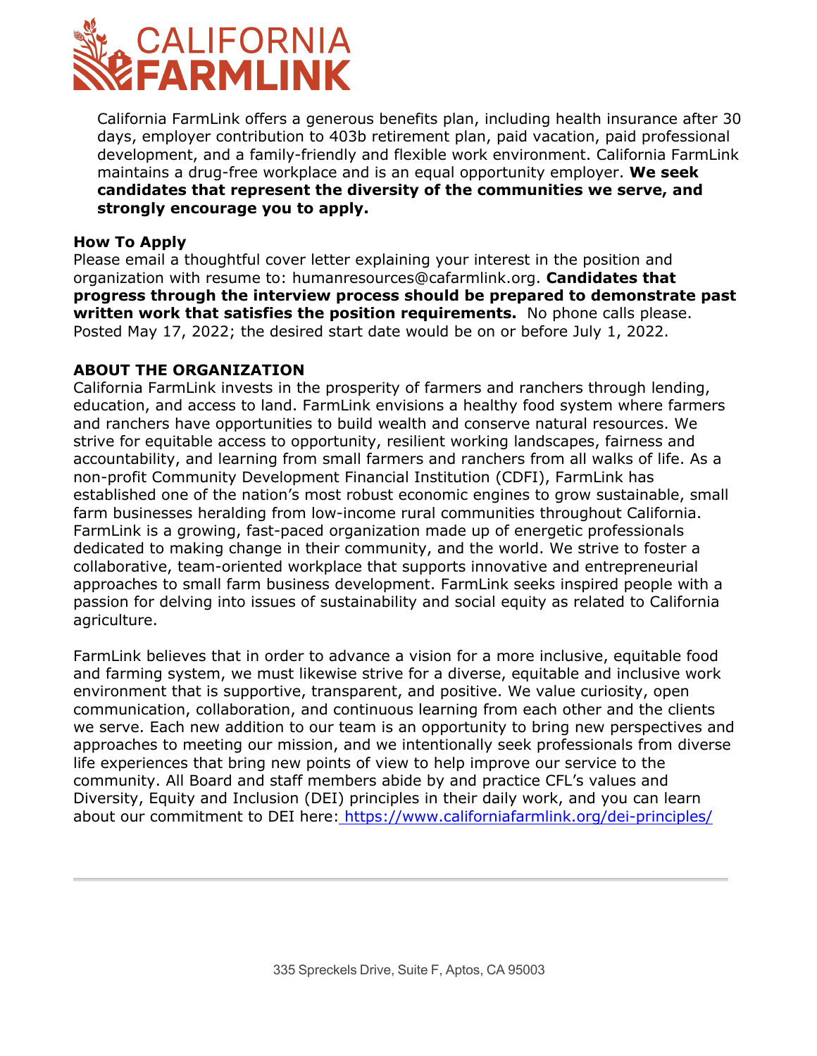California FarmLink offers a generous benefits plan, including health insurance after 30 days, employer contribution to 403b retirement plan, paid vacation, paid professional development, and a family-friendly and flexible work environment. California FarmLink maintains a drug-free workplace and is an equal opportunity employer. **We seek candidates that represent the diversity of the communities we serve, and strongly encourage you to apply.**

**How To Apply**

Please email a thoughtful cover letter explaining your interest in the position and organization with resume to: humanresources@cafarmlink.org. **Candidates that progress through the interview process should be prepared to demonstrate past written work that satisfies the position requirements.** No phone calls please. Posted May 17, 2022; the desired start date would be on or before July 1, 2022.

**ABOUT THE ORGANIZATION**

California FarmLink invests in the prosperity of farmers and ranchers through lending, education, and access to land. FarmLink envisions a healthy food system where farmers and ranchers have opportunities to build wealth and conserve natural resources. We strive for equitable access to opportunity, resilient working landscapes, fairness and accountability, and learning from small farmers and ranchers from all walks of life. As a non-profit Community Development Financial Institution (CDFI), FarmLink has established one of the nation's most robust economic engines to grow sustainable, small farm businesses heralding from low-income rural communities throughout California. FarmLink is a growing, fast-paced organization made up of energetic professionals dedicated to making change in their community, and the world. We strive to foster a collaborative, team-oriented workplace that supports innovative and entrepreneurial approaches to small farm business development. FarmLink seeks inspired people with a passion for delving into issues of sustainability and social equity as related to California agriculture.

FarmLink believes that in order to advance a vision for a more inclusive, equitable food and farming system, we must likewise strive for a diverse, equitable and inclusive work environment that is supportive, transparent, and positive. We value curiosity, open communication, collaboration, and continuous learning from each other and the clients we serve. Each new addition to our team is an opportunity to bring new perspectives and approaches to meeting our mission, and we intentionally seek professionals from diverse life experiences that bring new points of view to help improve our service to the community. All Board and staff members abide by and practice CFL's values and Diversity, Equity and Inclusion (DEI) principles in their daily work, and you can learn about our commitment to DEI here: https://www.californiafarmlink.org/dei-principles/